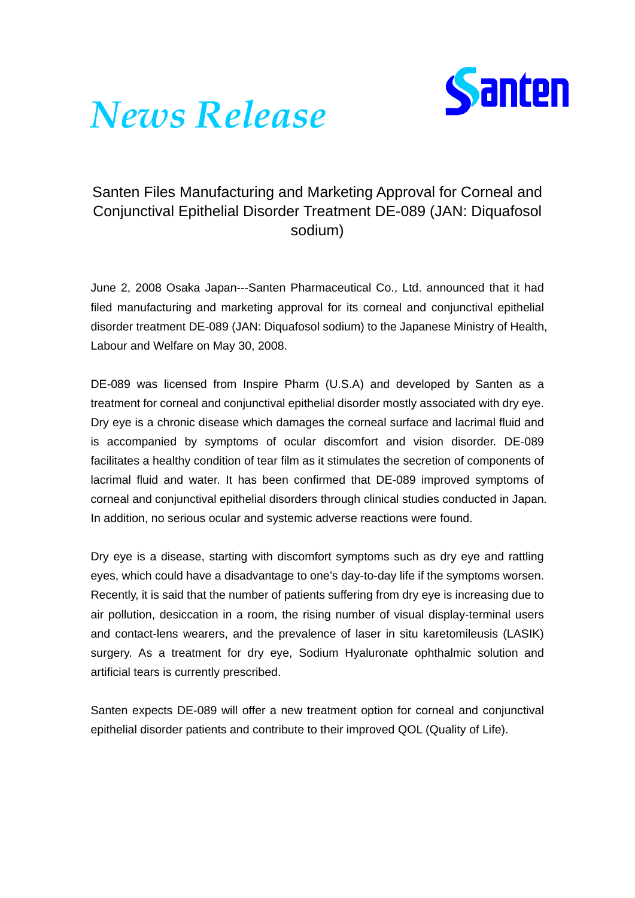# News Release

Santen

## Santen Files Manufacturing and Marketing Approval for Corneal and Conjunctival Epithelial Disorder Treatment DE-089 (JAN: Diquafosol sodium)

June 2, 2008 Osaka Japan---Santen Pharmaceutical Co., Ltd. announced that it had filed manufacturing and marketing approval for its corneal and conjunctival epithelial disorder treatment DE-089 (JAN: Diquafosol sodium) to the Japanese Ministry of Health, Labour and Welfare on May 30, 2008.

DE-089 was licensed from Inspire Pharm (U.S.A) and developed by Santen as a treatment for corneal and conjunctival epithelial disorder mostly associated with dry eye. Dry eye is a chronic disease which damages the corneal surface and lacrimal fluid and is accompanied by symptoms of ocular discomfort and vision disorder. DE-089 facilitates a healthy condition of tear film as it stimulates the secretion of components of lacrimal fluid and water. It has been confirmed that DE-089 improved symptoms of corneal and conjunctival epithelial disorders through clinical studies conducted in Japan. In addition, no serious ocular and systemic adverse reactions were found.

Dry eye is a disease, starting with discomfort symptoms such as dry eye and rattling eyes, which could have a disadvantage to one's day-to-day life if the symptoms worsen. Recently, it is said that the number of patients suffering from dry eye is increasing due to air pollution, desiccation in a room, the rising number of visual display-terminal users and contact-lens wearers, and the prevalence of laser in situ karetomileusis (LASIK) surgery. As a treatment for dry eye, Sodium Hyaluronate ophthalmic solution and artificial tears is currently prescribed.

Santen expects DE-089 will offer a new treatment option for corneal and conjunctival epithelial disorder patients and contribute to their improved QOL (Quality of Life).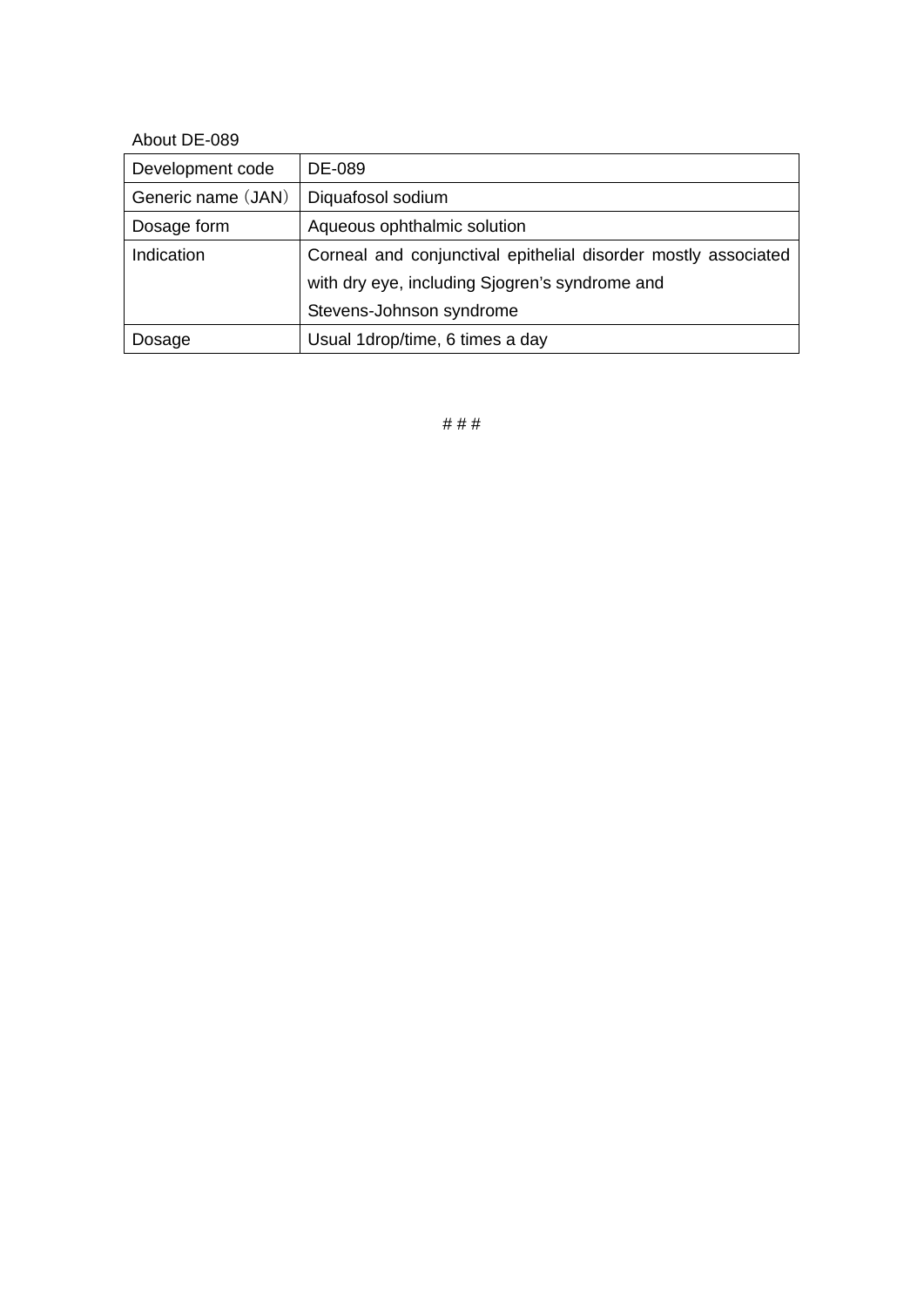About DE-089

| | |
|---|---|
| Development code | DE-089 |
| Generic name（JAN） | Diquafosol sodium |
| Dosage form | Aqueous ophthalmic solution |
| Indication | Corneal and conjunctival epithelial disorder mostly associated with dry eye, including Sjogren's syndrome and Stevens-Johnson syndrome |
| Dosage | Usual 1drop/time, 6 times a day |

# # #